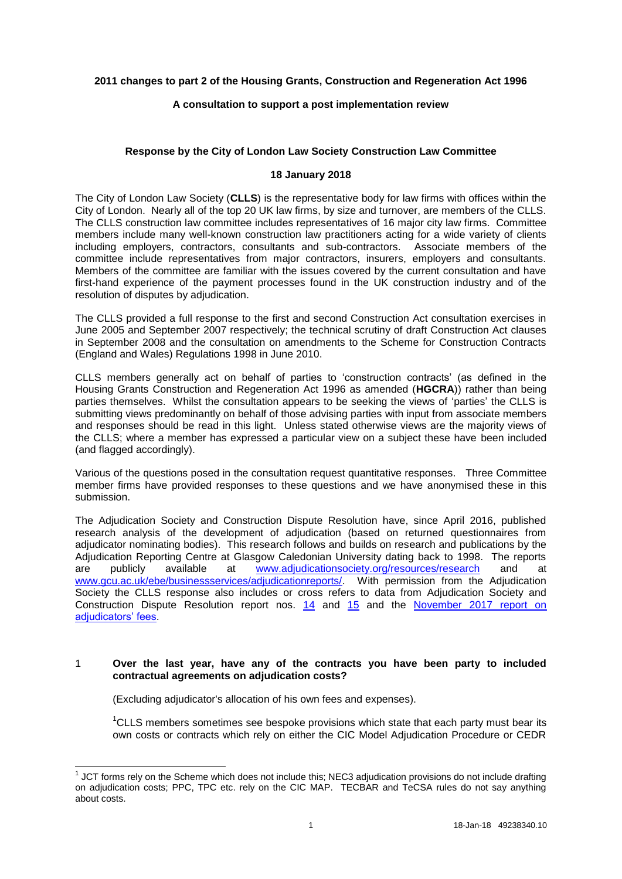**2011 changes to part 2 of the Housing Grants, Construction and Regeneration Act 1996**

**A consultation to support a post implementation review**

**Response by the City of London Law Society Construction Law Committee**

**18 January 2018**

The City of London Law Society (**CLLS**) is the representative body for law firms with offices within the City of London. Nearly all of the top 20 UK law firms, by size and turnover, are members of the CLLS. The CLLS construction law committee includes representatives of 16 major city law firms. Committee members include many well-known construction law practitioners acting for a wide variety of clients including employers, contractors, consultants and sub-contractors. Associate members of the committee include representatives from major contractors, insurers, employers and consultants. Members of the committee are familiar with the issues covered by the current consultation and have first-hand experience of the payment processes found in the UK construction industry and of the resolution of disputes by adjudication.

The CLLS provided a full response to the first and second Construction Act consultation exercises in June 2005 and September 2007 respectively; the technical scrutiny of draft Construction Act clauses in September 2008 and the consultation on amendments to the Scheme for Construction Contracts (England and Wales) Regulations 1998 in June 2010.

CLLS members generally act on behalf of parties to 'construction contracts' (as defined in the Housing Grants Construction and Regeneration Act 1996 as amended (**HGCRA**)) rather than being parties themselves. Whilst the consultation appears to be seeking the views of 'parties' the CLLS is submitting views predominantly on behalf of those advising parties with input from associate members and responses should be read in this light. Unless stated otherwise views are the majority views of the CLLS; where a member has expressed a particular view on a subject these have been included (and flagged accordingly).

Various of the questions posed in the consultation request quantitative responses. Three Committee member firms have provided responses to these questions and we have anonymised these in this submission.

The Adjudication Society and Construction Dispute Resolution have, since April 2016, published research analysis of the development of adjudication (based on returned questionnaires from adjudicator nominating bodies). This research follows and builds on research and publications by the Adjudication Reporting Centre at Glasgow Caledonian University dating back to 1998. The reports are publicly available at www.adjudicationsociety.org/resources/research and at www.gcu.ac.uk/ebe/businessservices/adjudicationreports/. With permission from the Adjudication Society the CLLS response also includes or cross refers to data from Adjudication Society and Construction Dispute Resolution report nos. 14 and 15 and the November 2017 report on adjudicators' fees.

1 **Over the last year, have any of the contracts you have been party to included contractual agreements on adjudication costs?**

(Excluding adjudicator's allocation of his own fees and expenses).

[1]CLLS members sometimes see bespoke provisions which state that each party must bear its own costs or contracts which rely on either the CIC Model Adjudication Procedure or CEDR

[1] JCT forms rely on the Scheme which does not include this; NEC3 adjudication provisions do not include drafting on adjudication costs; PPC, TPC etc. rely on the CIC MAP. TECBAR and TeCSA rules do not say anything about costs.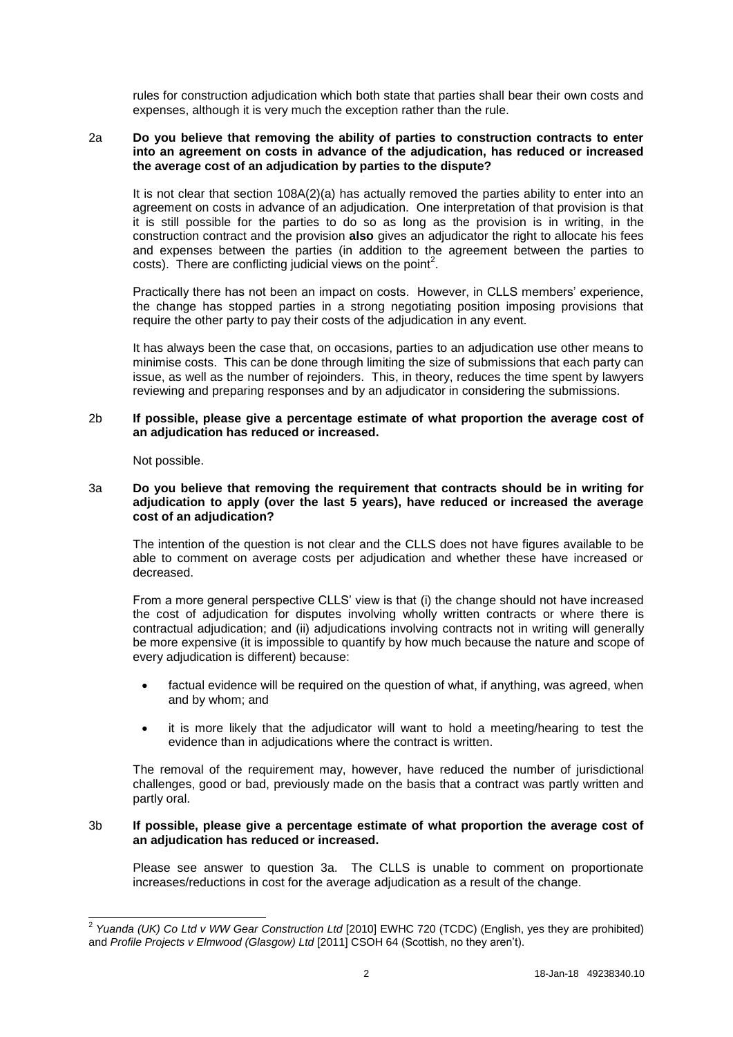rules for construction adjudication which both state that parties shall bear their own costs and expenses, although it is very much the exception rather than the rule.

2a **Do you believe that removing the ability of parties to construction contracts to enter into an agreement on costs in advance of the adjudication, has reduced or increased the average cost of an adjudication by parties to the dispute?**

It is not clear that section 108A(2)(a) has actually removed the parties ability to enter into an agreement on costs in advance of an adjudication. One interpretation of that provision is that it is still possible for the parties to do so as long as the provision is in writing, in the construction contract and the provision **also** gives an adjudicator the right to allocate his fees and expenses between the parties (in addition to the agreement between the parties to costs). There are conflicting judicial views on the point[2].

Practically there has not been an impact on costs. However, in CLLS members' experience, the change has stopped parties in a strong negotiating position imposing provisions that require the other party to pay their costs of the adjudication in any event.

It has always been the case that, on occasions, parties to an adjudication use other means to minimise costs. This can be done through limiting the size of submissions that each party can issue, as well as the number of rejoinders. This, in theory, reduces the time spent by lawyers reviewing and preparing responses and by an adjudicator in considering the submissions.

2b **If possible, please give a percentage estimate of what proportion the average cost of an adjudication has reduced or increased.**

Not possible.

3a **Do you believe that removing the requirement that contracts should be in writing for adjudication to apply (over the last 5 years), have reduced or increased the average cost of an adjudication?**

The intention of the question is not clear and the CLLS does not have figures available to be able to comment on average costs per adjudication and whether these have increased or decreased.

From a more general perspective CLLS' view is that (i) the change should not have increased the cost of adjudication for disputes involving wholly written contracts or where there is contractual adjudication; and (ii) adjudications involving contracts not in writing will generally be more expensive (it is impossible to quantify by how much because the nature and scope of every adjudication is different) because:

- factual evidence will be required on the question of what, if anything, was agreed, when and by whom; and
- it is more likely that the adjudicator will want to hold a meeting/hearing to test the evidence than in adjudications where the contract is written.

The removal of the requirement may, however, have reduced the number of jurisdictional challenges, good or bad, previously made on the basis that a contract was partly written and partly oral.

3b **If possible, please give a percentage estimate of what proportion the average cost of an adjudication has reduced or increased.**

Please see answer to question 3a. The CLLS is unable to comment on proportionate increases/reductions in cost for the average adjudication as a result of the change.

---

[2] *Yuanda (UK) Co Ltd v WW Gear Construction Ltd* [2010] EWHC 720 (TCDC) (English, yes they are prohibited) and *Profile Projects v Elmwood (Glasgow) Ltd* [2011] CSOH 64 (Scottish, no they aren't).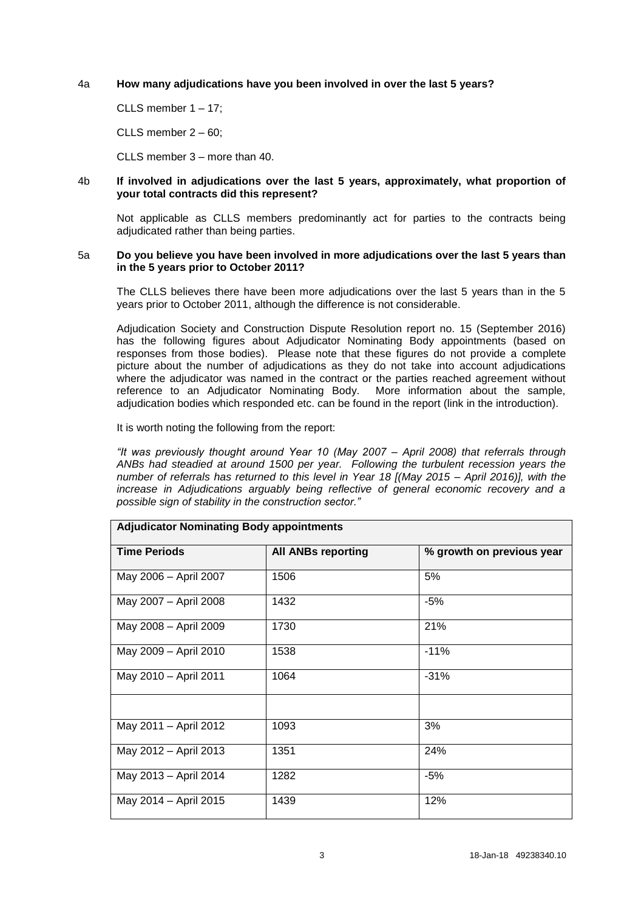4a **How many adjudications have you been involved in over the last 5 years?**

CLLS member 1 – 17;

CLLS member 2 – 60;

CLLS member 3 – more than 40.

4b **If involved in adjudications over the last 5 years, approximately, what proportion of your total contracts did this represent?**

Not applicable as CLLS members predominantly act for parties to the contracts being adjudicated rather than being parties.

5a **Do you believe you have been involved in more adjudications over the last 5 years than in the 5 years prior to October 2011?**

The CLLS believes there have been more adjudications over the last 5 years than in the 5 years prior to October 2011, although the difference is not considerable.

Adjudication Society and Construction Dispute Resolution report no. 15 (September 2016) has the following figures about Adjudicator Nominating Body appointments (based on responses from those bodies). Please note that these figures do not provide a complete picture about the number of adjudications as they do not take into account adjudications where the adjudicator was named in the contract or the parties reached agreement without reference to an Adjudicator Nominating Body. More information about the sample, adjudication bodies which responded etc. can be found in the report (link in the introduction).

It is worth noting the following from the report:

*"It was previously thought around Year 10 (May 2007 – April 2008) that referrals through ANBs had steadied at around 1500 per year. Following the turbulent recession years the number of referrals has returned to this level in Year 18 [(May 2015 – April 2016)], with the increase in Adjudications arguably being reflective of general economic recovery and a possible sign of stability in the construction sector."*

| **Adjudicator Nominating Body appointments** | | |
|---|---|---|
| **Time Periods** | **All ANBs reporting** | **% growth on previous year** |
| May 2006 – April 2007 | 1506 | 5% |
| May 2007 – April 2008 | 1432 | -5% |
| May 2008 – April 2009 | 1730 | 21% |
| May 2009 – April 2010 | 1538 | -11% |
| May 2010 – April 2011 | 1064 | -31% |
| | | |
| May 2011 – April 2012 | 1093 | 3% |
| May 2012 – April 2013 | 1351 | 24% |
| May 2013 – April 2014 | 1282 | -5% |
| May 2014 – April 2015 | 1439 | 12% |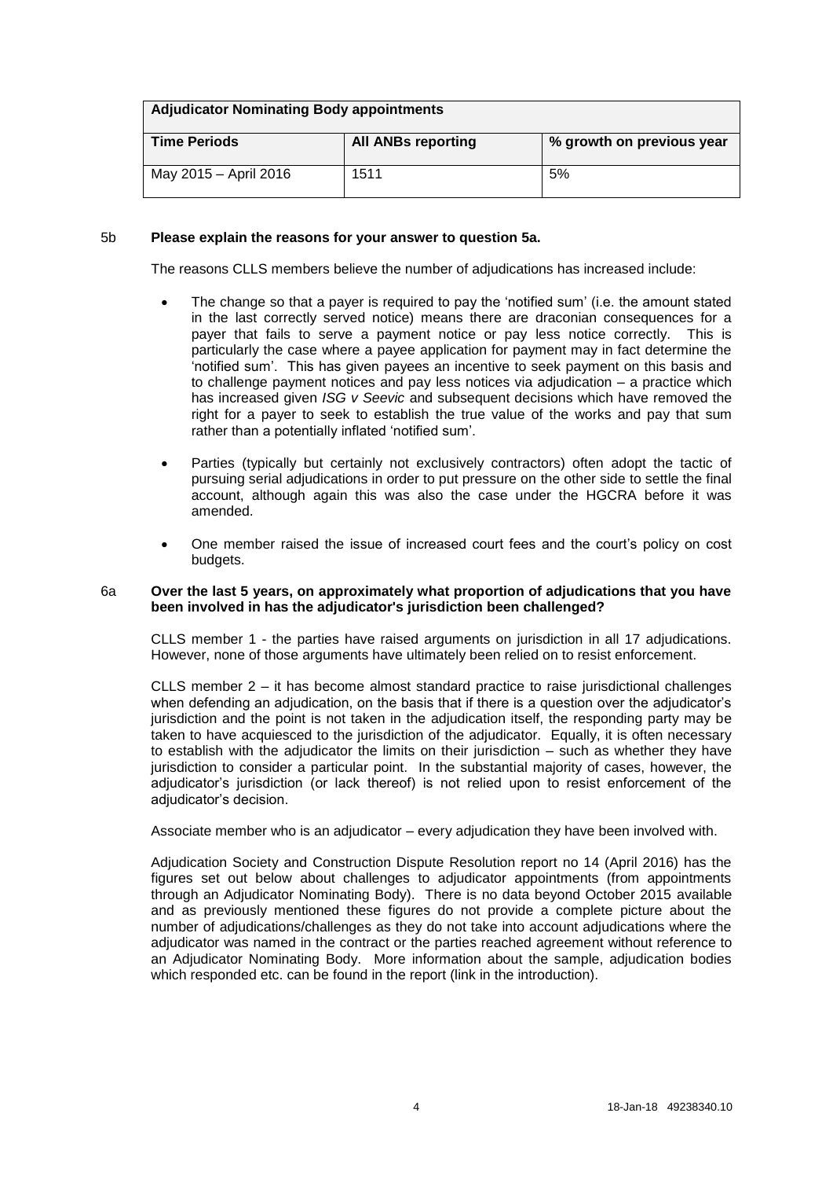| Adjudicator Nominating Body appointments | | |
|---|---|---|
| **Time Periods** | **All ANBs reporting** | **% growth on previous year** |
| May 2015 – April 2016 | 1511 | 5% |

5b **Please explain the reasons for your answer to question 5a.**

The reasons CLLS members believe the number of adjudications has increased include:

- The change so that a payer is required to pay the 'notified sum' (i.e. the amount stated in the last correctly served notice) means there are draconian consequences for a payer that fails to serve a payment notice or pay less notice correctly. This is particularly the case where a payee application for payment may in fact determine the 'notified sum'. This has given payees an incentive to seek payment on this basis and to challenge payment notices and pay less notices via adjudication – a practice which has increased given *ISG v Seevic* and subsequent decisions which have removed the right for a payer to seek to establish the true value of the works and pay that sum rather than a potentially inflated 'notified sum'.
- Parties (typically but certainly not exclusively contractors) often adopt the tactic of pursuing serial adjudications in order to put pressure on the other side to settle the final account, although again this was also the case under the HGCRA before it was amended.
- One member raised the issue of increased court fees and the court's policy on cost budgets.

6a **Over the last 5 years, on approximately what proportion of adjudications that you have been involved in has the adjudicator's jurisdiction been challenged?**

CLLS member 1 - the parties have raised arguments on jurisdiction in all 17 adjudications. However, none of those arguments have ultimately been relied on to resist enforcement.

CLLS member 2 – it has become almost standard practice to raise jurisdictional challenges when defending an adjudication, on the basis that if there is a question over the adjudicator's jurisdiction and the point is not taken in the adjudication itself, the responding party may be taken to have acquiesced to the jurisdiction of the adjudicator. Equally, it is often necessary to establish with the adjudicator the limits on their jurisdiction – such as whether they have jurisdiction to consider a particular point. In the substantial majority of cases, however, the adjudicator's jurisdiction (or lack thereof) is not relied upon to resist enforcement of the adjudicator's decision.

Associate member who is an adjudicator – every adjudication they have been involved with.

Adjudication Society and Construction Dispute Resolution report no 14 (April 2016) has the figures set out below about challenges to adjudicator appointments (from appointments through an Adjudicator Nominating Body). There is no data beyond October 2015 available and as previously mentioned these figures do not provide a complete picture about the number of adjudications/challenges as they do not take into account adjudications where the adjudicator was named in the contract or the parties reached agreement without reference to an Adjudicator Nominating Body. More information about the sample, adjudication bodies which responded etc. can be found in the report (link in the introduction).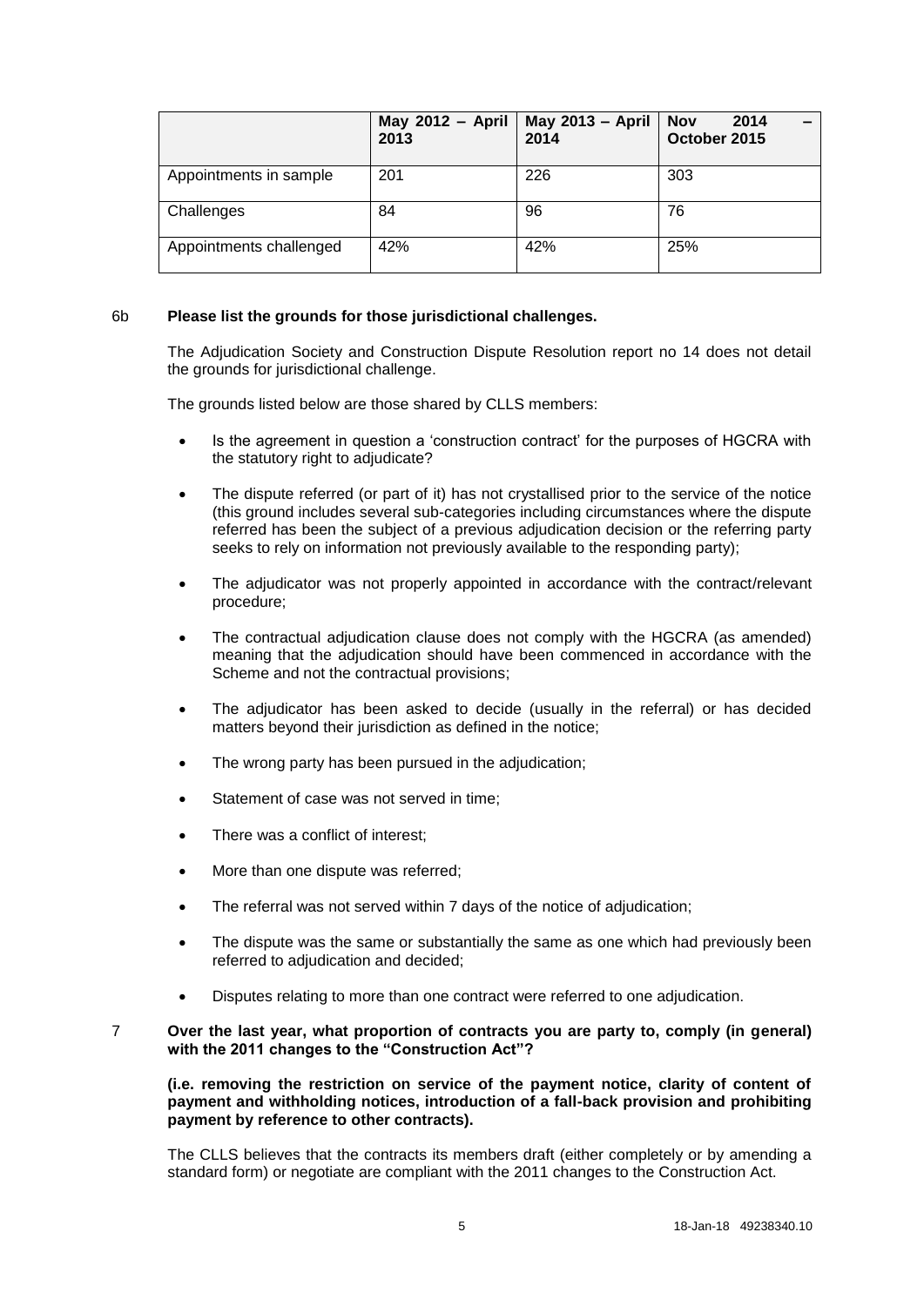| | May 2012 – April 2013 | May 2013 – April 2014 | Nov 2014 – October 2015 |
|---|---|---|---|
| Appointments in sample | 201 | 226 | 303 |
| Challenges | 84 | 96 | 76 |
| Appointments challenged | 42% | 42% | 25% |

6b **Please list the grounds for those jurisdictional challenges.**

The Adjudication Society and Construction Dispute Resolution report no 14 does not detail the grounds for jurisdictional challenge.

The grounds listed below are those shared by CLLS members:

- Is the agreement in question a 'construction contract' for the purposes of HGCRA with the statutory right to adjudicate?
- The dispute referred (or part of it) has not crystallised prior to the service of the notice (this ground includes several sub-categories including circumstances where the dispute referred has been the subject of a previous adjudication decision or the referring party seeks to rely on information not previously available to the responding party);
- The adjudicator was not properly appointed in accordance with the contract/relevant procedure;
- The contractual adjudication clause does not comply with the HGCRA (as amended) meaning that the adjudication should have been commenced in accordance with the Scheme and not the contractual provisions;
- The adjudicator has been asked to decide (usually in the referral) or has decided matters beyond their jurisdiction as defined in the notice;
- The wrong party has been pursued in the adjudication;
- Statement of case was not served in time;
- There was a conflict of interest;
- More than one dispute was referred;
- The referral was not served within 7 days of the notice of adjudication;
- The dispute was the same or substantially the same as one which had previously been referred to adjudication and decided;
- Disputes relating to more than one contract were referred to one adjudication.

7 **Over the last year, what proportion of contracts you are party to, comply (in general) with the 2011 changes to the "Construction Act"?**

**(i.e. removing the restriction on service of the payment notice, clarity of content of payment and withholding notices, introduction of a fall-back provision and prohibiting payment by reference to other contracts).**

The CLLS believes that the contracts its members draft (either completely or by amending a standard form) or negotiate are compliant with the 2011 changes to the Construction Act.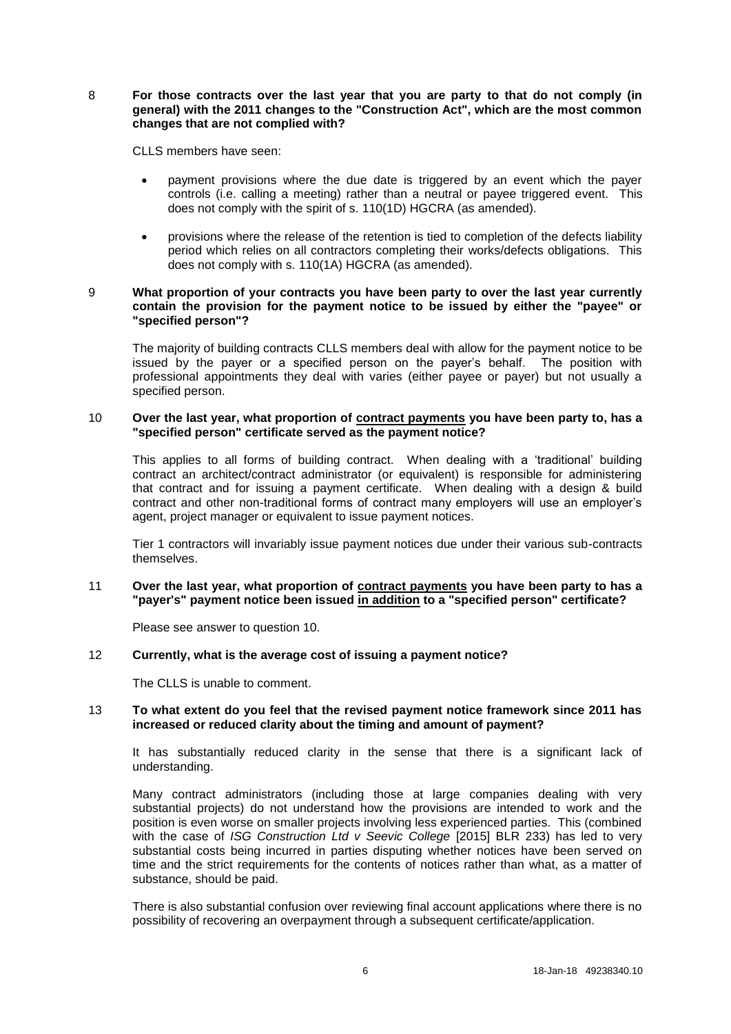8 **For those contracts over the last year that you are party to that do not comply (in general) with the 2011 changes to the "Construction Act", which are the most common changes that are not complied with?**

CLLS members have seen:

- payment provisions where the due date is triggered by an event which the payer controls (i.e. calling a meeting) rather than a neutral or payee triggered event. This does not comply with the spirit of s. 110(1D) HGCRA (as amended).
- provisions where the release of the retention is tied to completion of the defects liability period which relies on all contractors completing their works/defects obligations. This does not comply with s. 110(1A) HGCRA (as amended).

9 **What proportion of your contracts you have been party to over the last year currently contain the provision for the payment notice to be issued by either the "payee" or "specified person"?**

The majority of building contracts CLLS members deal with allow for the payment notice to be issued by the payer or a specified person on the payer's behalf. The position with professional appointments they deal with varies (either payee or payer) but not usually a specified person.

10 **Over the last year, what proportion of <u>contract payments</u> you have been party to, has a "specified person" certificate served as the payment notice?**

This applies to all forms of building contract. When dealing with a 'traditional' building contract an architect/contract administrator (or equivalent) is responsible for administering that contract and for issuing a payment certificate. When dealing with a design & build contract and other non-traditional forms of contract many employers will use an employer's agent, project manager or equivalent to issue payment notices.

Tier 1 contractors will invariably issue payment notices due under their various sub-contracts themselves.

11 **Over the last year, what proportion of <u>contract payments</u> you have been party to has a "payer's" payment notice been issued <u>in addition</u> to a "specified person" certificate?**

Please see answer to question 10.

12 **Currently, what is the average cost of issuing a payment notice?**

The CLLS is unable to comment.

13 **To what extent do you feel that the revised payment notice framework since 2011 has increased or reduced clarity about the timing and amount of payment?**

It has substantially reduced clarity in the sense that there is a significant lack of understanding.

Many contract administrators (including those at large companies dealing with very substantial projects) do not understand how the provisions are intended to work and the position is even worse on smaller projects involving less experienced parties. This (combined with the case of *ISG Construction Ltd v Seevic College* [2015] BLR 233) has led to very substantial costs being incurred in parties disputing whether notices have been served on time and the strict requirements for the contents of notices rather than what, as a matter of substance, should be paid.

There is also substantial confusion over reviewing final account applications where there is no possibility of recovering an overpayment through a subsequent certificate/application.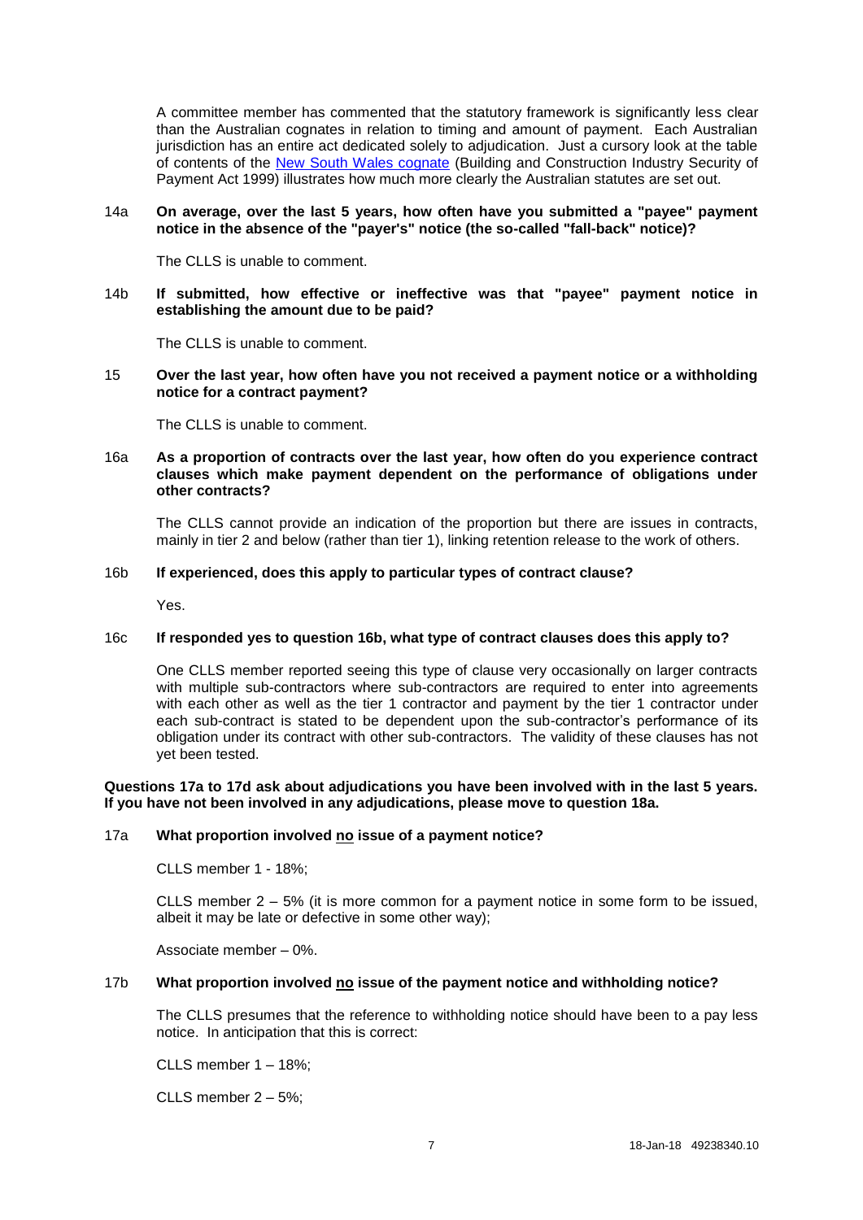A committee member has commented that the statutory framework is significantly less clear than the Australian cognates in relation to timing and amount of payment. Each Australian jurisdiction has an entire act dedicated solely to adjudication. Just a cursory look at the table of contents of the New South Wales cognate (Building and Construction Industry Security of Payment Act 1999) illustrates how much more clearly the Australian statutes are set out.

14a **On average, over the last 5 years, how often have you submitted a "payee" payment notice in the absence of the "payer's" notice (the so-called "fall-back" notice)?**

The CLLS is unable to comment.

14b **If submitted, how effective or ineffective was that "payee" payment notice in establishing the amount due to be paid?**

The CLLS is unable to comment.

15 **Over the last year, how often have you not received a payment notice or a withholding notice for a contract payment?**

The CLLS is unable to comment.

16a **As a proportion of contracts over the last year, how often do you experience contract clauses which make payment dependent on the performance of obligations under other contracts?**

The CLLS cannot provide an indication of the proportion but there are issues in contracts, mainly in tier 2 and below (rather than tier 1), linking retention release to the work of others.

16b **If experienced, does this apply to particular types of contract clause?**

Yes.

16c **If responded yes to question 16b, what type of contract clauses does this apply to?**

One CLLS member reported seeing this type of clause very occasionally on larger contracts with multiple sub-contractors where sub-contractors are required to enter into agreements with each other as well as the tier 1 contractor and payment by the tier 1 contractor under each sub-contract is stated to be dependent upon the sub-contractor's performance of its obligation under its contract with other sub-contractors. The validity of these clauses has not yet been tested.

**Questions 17a to 17d ask about adjudications you have been involved with in the last 5 years. If you have not been involved in any adjudications, please move to question 18a.**

17a **What proportion involved no issue of a payment notice?**

CLLS member 1 - 18%;

CLLS member 2 – 5% (it is more common for a payment notice in some form to be issued, albeit it may be late or defective in some other way);

Associate member – 0%.

17b **What proportion involved no issue of the payment notice and withholding notice?**

The CLLS presumes that the reference to withholding notice should have been to a pay less notice. In anticipation that this is correct:

CLLS member 1 – 18%;

CLLS member 2 – 5%;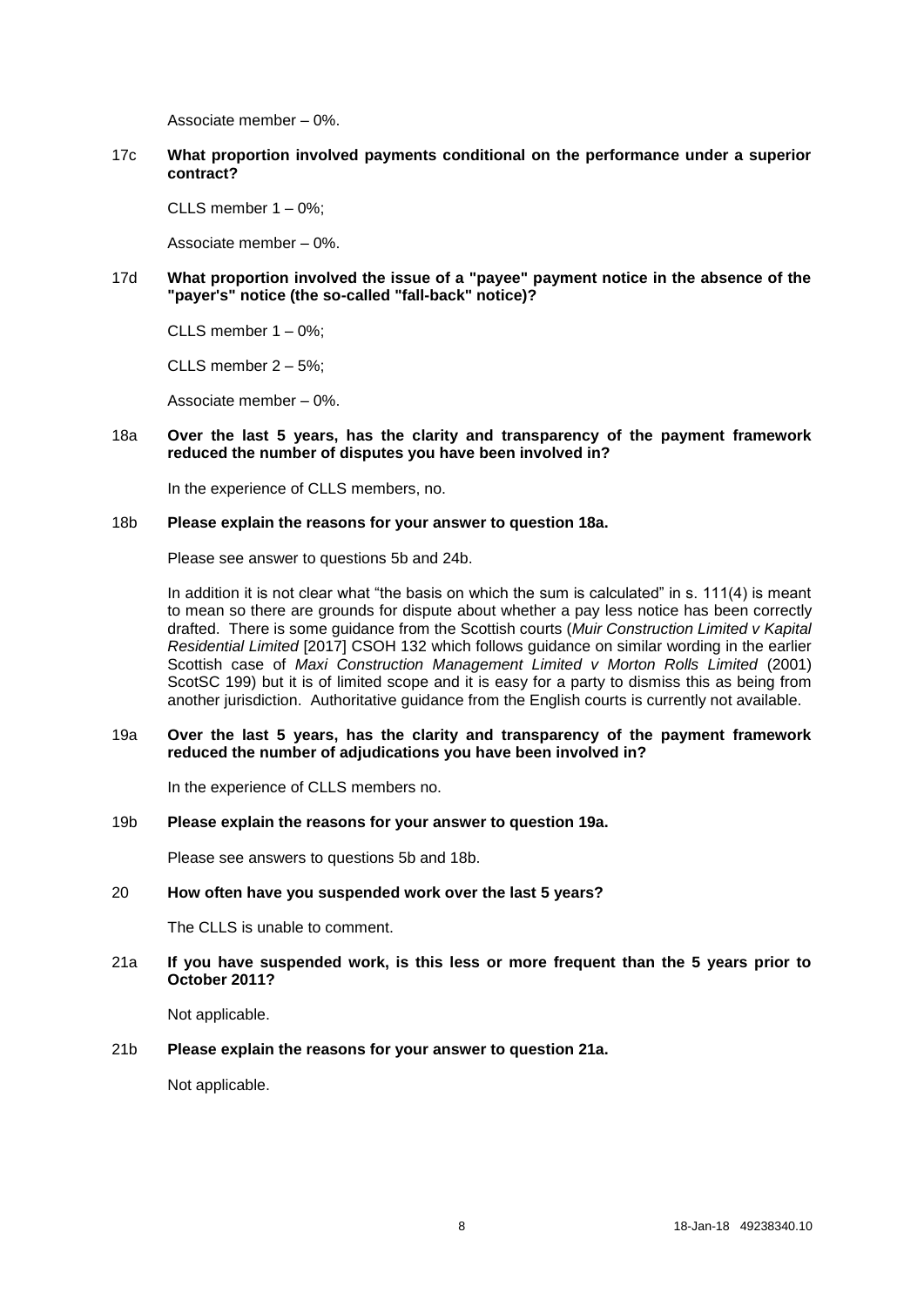Associate member – 0%.

17c **What proportion involved payments conditional on the performance under a superior contract?**

CLLS member 1 – 0%;

Associate member – 0%.

17d **What proportion involved the issue of a "payee" payment notice in the absence of the "payer's" notice (the so-called "fall-back" notice)?**

CLLS member 1 – 0%;

CLLS member 2 – 5%;

Associate member – 0%.

18a **Over the last 5 years, has the clarity and transparency of the payment framework reduced the number of disputes you have been involved in?**

In the experience of CLLS members, no.

18b **Please explain the reasons for your answer to question 18a.**

Please see answer to questions 5b and 24b.

In addition it is not clear what "the basis on which the sum is calculated" in s. 111(4) is meant to mean so there are grounds for dispute about whether a pay less notice has been correctly drafted. There is some guidance from the Scottish courts (*Muir Construction Limited v Kapital Residential Limited* [2017] CSOH 132 which follows guidance on similar wording in the earlier Scottish case of *Maxi Construction Management Limited v Morton Rolls Limited* (2001) ScotSC 199) but it is of limited scope and it is easy for a party to dismiss this as being from another jurisdiction. Authoritative guidance from the English courts is currently not available.

19a **Over the last 5 years, has the clarity and transparency of the payment framework reduced the number of adjudications you have been involved in?**

In the experience of CLLS members no.

19b **Please explain the reasons for your answer to question 19a.**

Please see answers to questions 5b and 18b.

20 **How often have you suspended work over the last 5 years?**

The CLLS is unable to comment.

21a **If you have suspended work, is this less or more frequent than the 5 years prior to October 2011?**

Not applicable.

21b **Please explain the reasons for your answer to question 21a.**

Not applicable.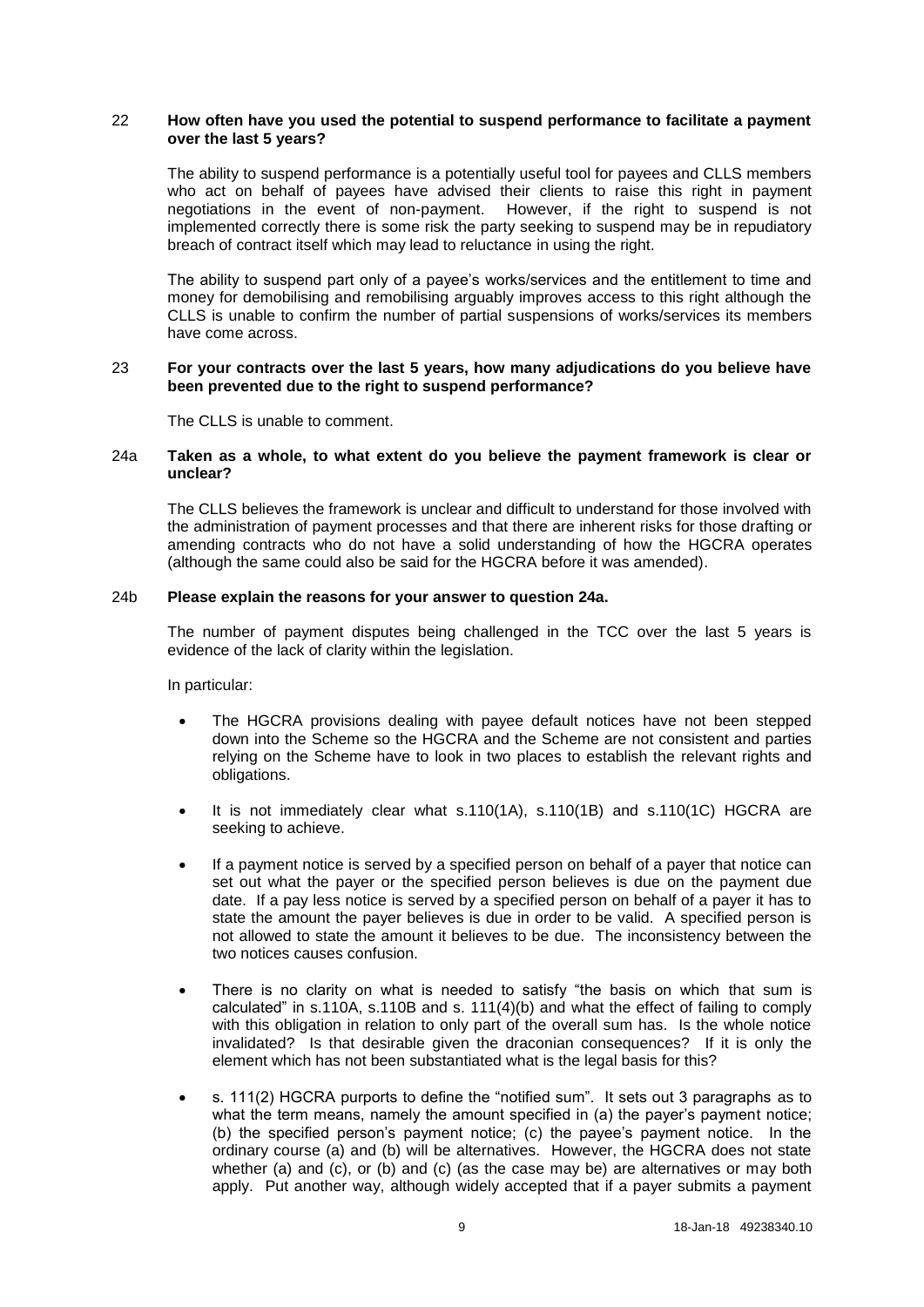22 **How often have you used the potential to suspend performance to facilitate a payment over the last 5 years?**

The ability to suspend performance is a potentially useful tool for payees and CLLS members who act on behalf of payees have advised their clients to raise this right in payment negotiations in the event of non-payment. However, if the right to suspend is not implemented correctly there is some risk the party seeking to suspend may be in repudiatory breach of contract itself which may lead to reluctance in using the right.

The ability to suspend part only of a payee's works/services and the entitlement to time and money for demobilising and remobilising arguably improves access to this right although the CLLS is unable to confirm the number of partial suspensions of works/services its members have come across.

23 **For your contracts over the last 5 years, how many adjudications do you believe have been prevented due to the right to suspend performance?**

The CLLS is unable to comment.

24a **Taken as a whole, to what extent do you believe the payment framework is clear or unclear?**

The CLLS believes the framework is unclear and difficult to understand for those involved with the administration of payment processes and that there are inherent risks for those drafting or amending contracts who do not have a solid understanding of how the HGCRA operates (although the same could also be said for the HGCRA before it was amended).

24b **Please explain the reasons for your answer to question 24a.**

The number of payment disputes being challenged in the TCC over the last 5 years is evidence of the lack of clarity within the legislation.

In particular:

- The HGCRA provisions dealing with payee default notices have not been stepped down into the Scheme so the HGCRA and the Scheme are not consistent and parties relying on the Scheme have to look in two places to establish the relevant rights and obligations.
- It is not immediately clear what s.110(1A), s.110(1B) and s.110(1C) HGCRA are seeking to achieve.
- If a payment notice is served by a specified person on behalf of a payer that notice can set out what the payer or the specified person believes is due on the payment due date. If a pay less notice is served by a specified person on behalf of a payer it has to state the amount the payer believes is due in order to be valid. A specified person is not allowed to state the amount it believes to be due. The inconsistency between the two notices causes confusion.
- There is no clarity on what is needed to satisfy "the basis on which that sum is calculated" in s.110A, s.110B and s. 111(4)(b) and what the effect of failing to comply with this obligation in relation to only part of the overall sum has. Is the whole notice invalidated? Is that desirable given the draconian consequences? If it is only the element which has not been substantiated what is the legal basis for this?
- s. 111(2) HGCRA purports to define the "notified sum". It sets out 3 paragraphs as to what the term means, namely the amount specified in (a) the payer's payment notice; (b) the specified person's payment notice; (c) the payee's payment notice. In the ordinary course (a) and (b) will be alternatives. However, the HGCRA does not state whether (a) and (c), or (b) and (c) (as the case may be) are alternatives or may both apply. Put another way, although widely accepted that if a payer submits a payment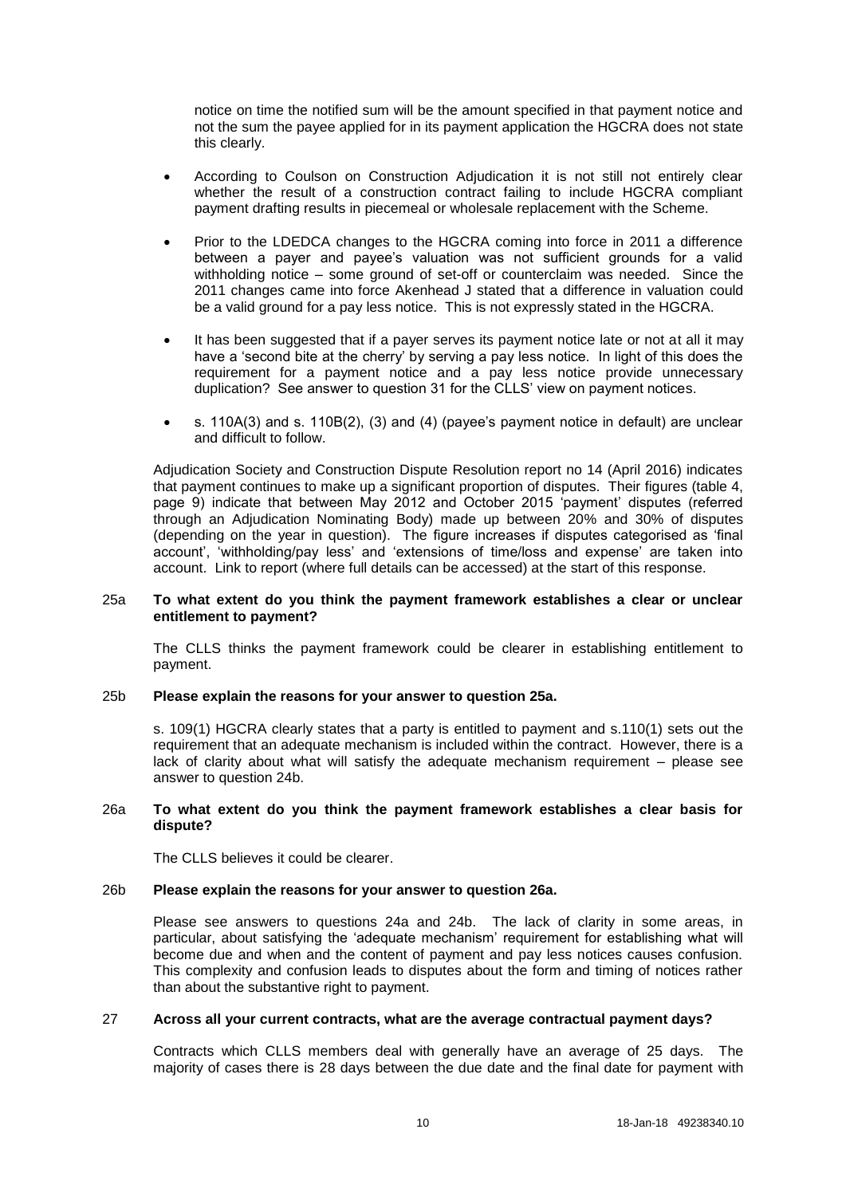notice on time the notified sum will be the amount specified in that payment notice and not the sum the payee applied for in its payment application the HGCRA does not state this clearly.

- According to Coulson on Construction Adjudication it is not still not entirely clear whether the result of a construction contract failing to include HGCRA compliant payment drafting results in piecemeal or wholesale replacement with the Scheme.

- Prior to the LDEDCA changes to the HGCRA coming into force in 2011 a difference between a payer and payee's valuation was not sufficient grounds for a valid withholding notice – some ground of set-off or counterclaim was needed. Since the 2011 changes came into force Akenhead J stated that a difference in valuation could be a valid ground for a pay less notice. This is not expressly stated in the HGCRA.

- It has been suggested that if a payer serves its payment notice late or not at all it may have a 'second bite at the cherry' by serving a pay less notice. In light of this does the requirement for a payment notice and a pay less notice provide unnecessary duplication? See answer to question 31 for the CLLS' view on payment notices.

- s. 110A(3) and s. 110B(2), (3) and (4) (payee's payment notice in default) are unclear and difficult to follow.

Adjudication Society and Construction Dispute Resolution report no 14 (April 2016) indicates that payment continues to make up a significant proportion of disputes. Their figures (table 4, page 9) indicate that between May 2012 and October 2015 'payment' disputes (referred through an Adjudication Nominating Body) made up between 20% and 30% of disputes (depending on the year in question). The figure increases if disputes categorised as 'final account', 'withholding/pay less' and 'extensions of time/loss and expense' are taken into account. Link to report (where full details can be accessed) at the start of this response.

**25a To what extent do you think the payment framework establishes a clear or unclear entitlement to payment?**

The CLLS thinks the payment framework could be clearer in establishing entitlement to payment.

**25b Please explain the reasons for your answer to question 25a.**

s. 109(1) HGCRA clearly states that a party is entitled to payment and s.110(1) sets out the requirement that an adequate mechanism is included within the contract. However, there is a lack of clarity about what will satisfy the adequate mechanism requirement – please see answer to question 24b.

**26a To what extent do you think the payment framework establishes a clear basis for dispute?**

The CLLS believes it could be clearer.

**26b Please explain the reasons for your answer to question 26a.**

Please see answers to questions 24a and 24b. The lack of clarity in some areas, in particular, about satisfying the 'adequate mechanism' requirement for establishing what will become due and when and the content of payment and pay less notices causes confusion. This complexity and confusion leads to disputes about the form and timing of notices rather than about the substantive right to payment.

**27 Across all your current contracts, what are the average contractual payment days?**

Contracts which CLLS members deal with generally have an average of 25 days. The majority of cases there is 28 days between the due date and the final date for payment with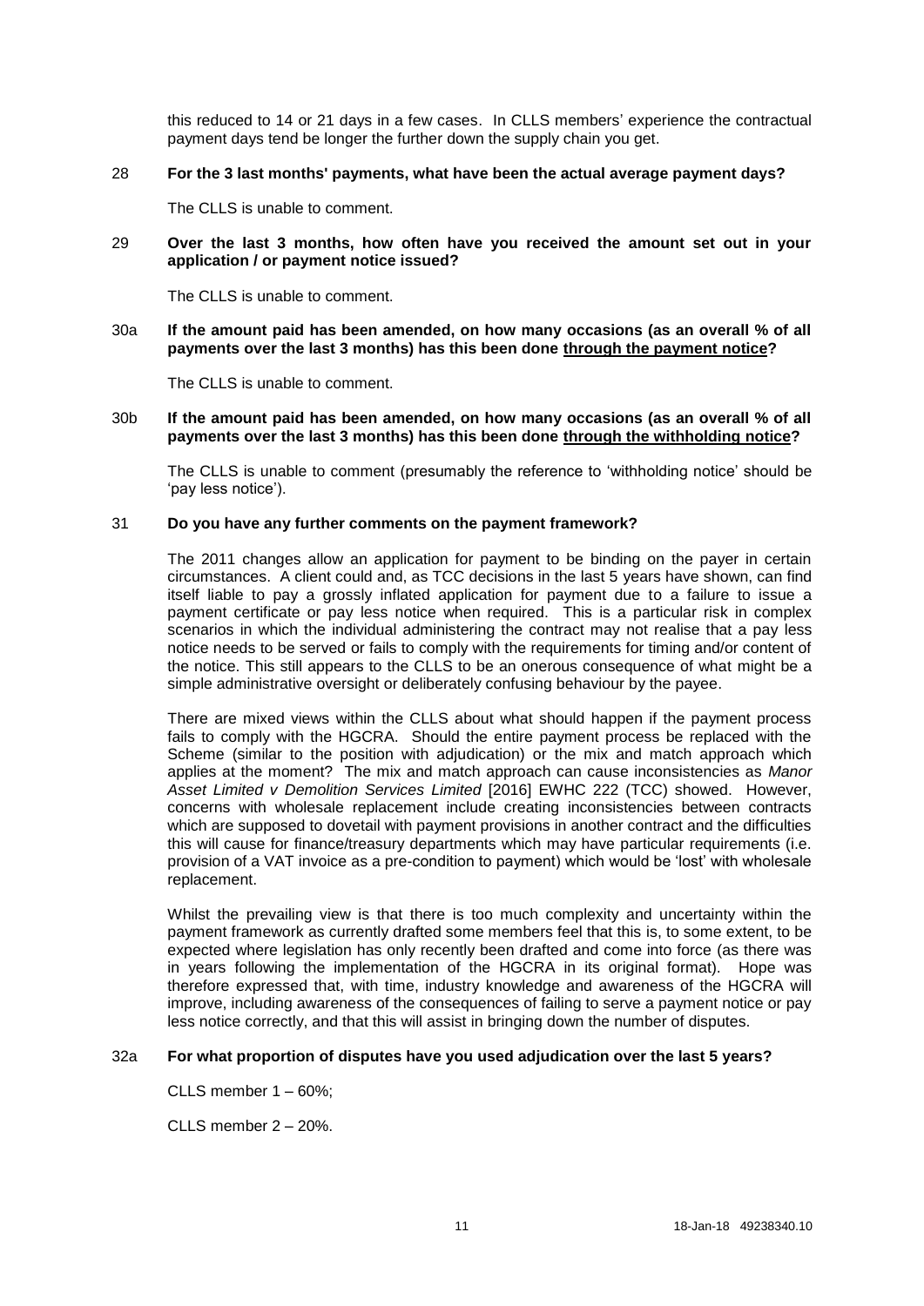this reduced to 14 or 21 days in a few cases. In CLLS members' experience the contractual payment days tend be longer the further down the supply chain you get.

28 **For the 3 last months' payments, what have been the actual average payment days?**

The CLLS is unable to comment.

29 **Over the last 3 months, how often have you received the amount set out in your application / or payment notice issued?**

The CLLS is unable to comment.

30a **If the amount paid has been amended, on how many occasions (as an overall % of all payments over the last 3 months) has this been done <u>through the payment notice</u>?**

The CLLS is unable to comment.

30b **If the amount paid has been amended, on how many occasions (as an overall % of all payments over the last 3 months) has this been done <u>through the withholding notice</u>?**

The CLLS is unable to comment (presumably the reference to 'withholding notice' should be 'pay less notice').

31 **Do you have any further comments on the payment framework?**

The 2011 changes allow an application for payment to be binding on the payer in certain circumstances. A client could and, as TCC decisions in the last 5 years have shown, can find itself liable to pay a grossly inflated application for payment due to a failure to issue a payment certificate or pay less notice when required. This is a particular risk in complex scenarios in which the individual administering the contract may not realise that a pay less notice needs to be served or fails to comply with the requirements for timing and/or content of the notice. This still appears to the CLLS to be an onerous consequence of what might be a simple administrative oversight or deliberately confusing behaviour by the payee.

There are mixed views within the CLLS about what should happen if the payment process fails to comply with the HGCRA. Should the entire payment process be replaced with the Scheme (similar to the position with adjudication) or the mix and match approach which applies at the moment? The mix and match approach can cause inconsistencies as *Manor Asset Limited v Demolition Services Limited* [2016] EWHC 222 (TCC) showed. However, concerns with wholesale replacement include creating inconsistencies between contracts which are supposed to dovetail with payment provisions in another contract and the difficulties this will cause for finance/treasury departments which may have particular requirements (i.e. provision of a VAT invoice as a pre-condition to payment) which would be 'lost' with wholesale replacement.

Whilst the prevailing view is that there is too much complexity and uncertainty within the payment framework as currently drafted some members feel that this is, to some extent, to be expected where legislation has only recently been drafted and come into force (as there was in years following the implementation of the HGCRA in its original format). Hope was therefore expressed that, with time, industry knowledge and awareness of the HGCRA will improve, including awareness of the consequences of failing to serve a payment notice or pay less notice correctly, and that this will assist in bringing down the number of disputes.

32a **For what proportion of disputes have you used adjudication over the last 5 years?**

CLLS member 1 – 60%;

CLLS member 2 – 20%.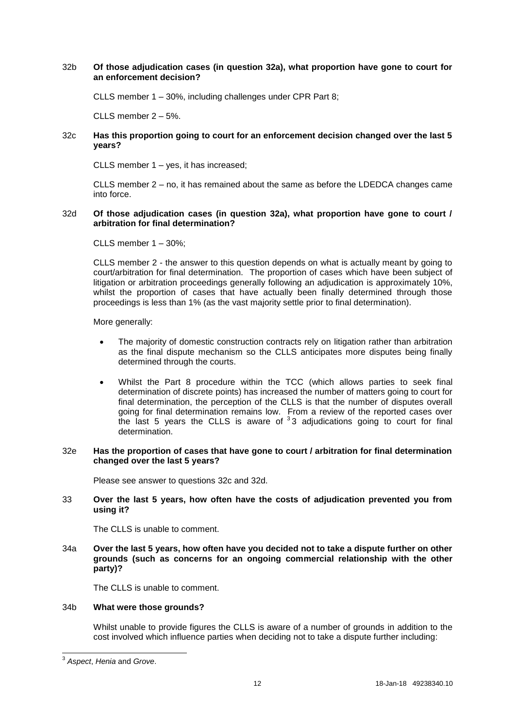32b **Of those adjudication cases (in question 32a), what proportion have gone to court for an enforcement decision?**

CLLS member 1 – 30%, including challenges under CPR Part 8;

CLLS member 2 – 5%.

32c **Has this proportion going to court for an enforcement decision changed over the last 5 years?**

CLLS member 1 – yes, it has increased;

CLLS member 2 – no, it has remained about the same as before the LDEDCA changes came into force.

32d **Of those adjudication cases (in question 32a), what proportion have gone to court / arbitration for final determination?**

CLLS member 1 – 30%;

CLLS member 2 - the answer to this question depends on what is actually meant by going to court/arbitration for final determination. The proportion of cases which have been subject of litigation or arbitration proceedings generally following an adjudication is approximately 10%, whilst the proportion of cases that have actually been finally determined through those proceedings is less than 1% (as the vast majority settle prior to final determination).

More generally:

- The majority of domestic construction contracts rely on litigation rather than arbitration as the final dispute mechanism so the CLLS anticipates more disputes being finally determined through the courts.
- Whilst the Part 8 procedure within the TCC (which allows parties to seek final determination of discrete points) has increased the number of matters going to court for final determination, the perception of the CLLS is that the number of disputes overall going for final determination remains low. From a review of the reported cases over the last 5 years the CLLS is aware of [3] 3 adjudications going to court for final determination.

32e **Has the proportion of cases that have gone to court / arbitration for final determination changed over the last 5 years?**

Please see answer to questions 32c and 32d.

33 **Over the last 5 years, how often have the costs of adjudication prevented you from using it?**

The CLLS is unable to comment.

34a **Over the last 5 years, how often have you decided not to take a dispute further on other grounds (such as concerns for an ongoing commercial relationship with the other party)?**

The CLLS is unable to comment.

34b **What were those grounds?**

Whilst unable to provide figures the CLLS is aware of a number of grounds in addition to the cost involved which influence parties when deciding not to take a dispute further including:

[3] *Aspect*, *Henia* and *Grove*.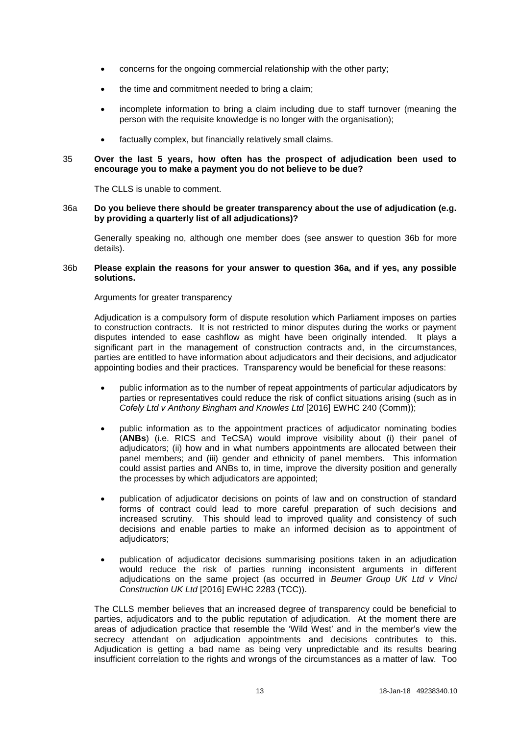- concerns for the ongoing commercial relationship with the other party;
- the time and commitment needed to bring a claim;
- incomplete information to bring a claim including due to staff turnover (meaning the person with the requisite knowledge is no longer with the organisation);
- factually complex, but financially relatively small claims.

35 **Over the last 5 years, how often has the prospect of adjudication been used to encourage you to make a payment you do not believe to be due?**

The CLLS is unable to comment.

36a **Do you believe there should be greater transparency about the use of adjudication (e.g. by providing a quarterly list of all adjudications)?**

Generally speaking no, although one member does (see answer to question 36b for more details).

36b **Please explain the reasons for your answer to question 36a, and if yes, any possible solutions.**

Arguments for greater transparency

Adjudication is a compulsory form of dispute resolution which Parliament imposes on parties to construction contracts. It is not restricted to minor disputes during the works or payment disputes intended to ease cashflow as might have been originally intended. It plays a significant part in the management of construction contracts and, in the circumstances, parties are entitled to have information about adjudicators and their decisions, and adjudicator appointing bodies and their practices. Transparency would be beneficial for these reasons:

- public information as to the number of repeat appointments of particular adjudicators by parties or representatives could reduce the risk of conflict situations arising (such as in *Cofely Ltd v Anthony Bingham and Knowles Ltd* [2016] EWHC 240 (Comm));
- public information as to the appointment practices of adjudicator nominating bodies (**ANBs**) (i.e. RICS and TeCSA) would improve visibility about (i) their panel of adjudicators; (ii) how and in what numbers appointments are allocated between their panel members; and (iii) gender and ethnicity of panel members. This information could assist parties and ANBs to, in time, improve the diversity position and generally the processes by which adjudicators are appointed;
- publication of adjudicator decisions on points of law and on construction of standard forms of contract could lead to more careful preparation of such decisions and increased scrutiny. This should lead to improved quality and consistency of such decisions and enable parties to make an informed decision as to appointment of adjudicators;
- publication of adjudicator decisions summarising positions taken in an adjudication would reduce the risk of parties running inconsistent arguments in different adjudications on the same project (as occurred in *Beumer Group UK Ltd v Vinci Construction UK Ltd* [2016] EWHC 2283 (TCC)).

The CLLS member believes that an increased degree of transparency could be beneficial to parties, adjudicators and to the public reputation of adjudication. At the moment there are areas of adjudication practice that resemble the 'Wild West' and in the member's view the secrecy attendant on adjudication appointments and decisions contributes to this. Adjudication is getting a bad name as being very unpredictable and its results bearing insufficient correlation to the rights and wrongs of the circumstances as a matter of law. Too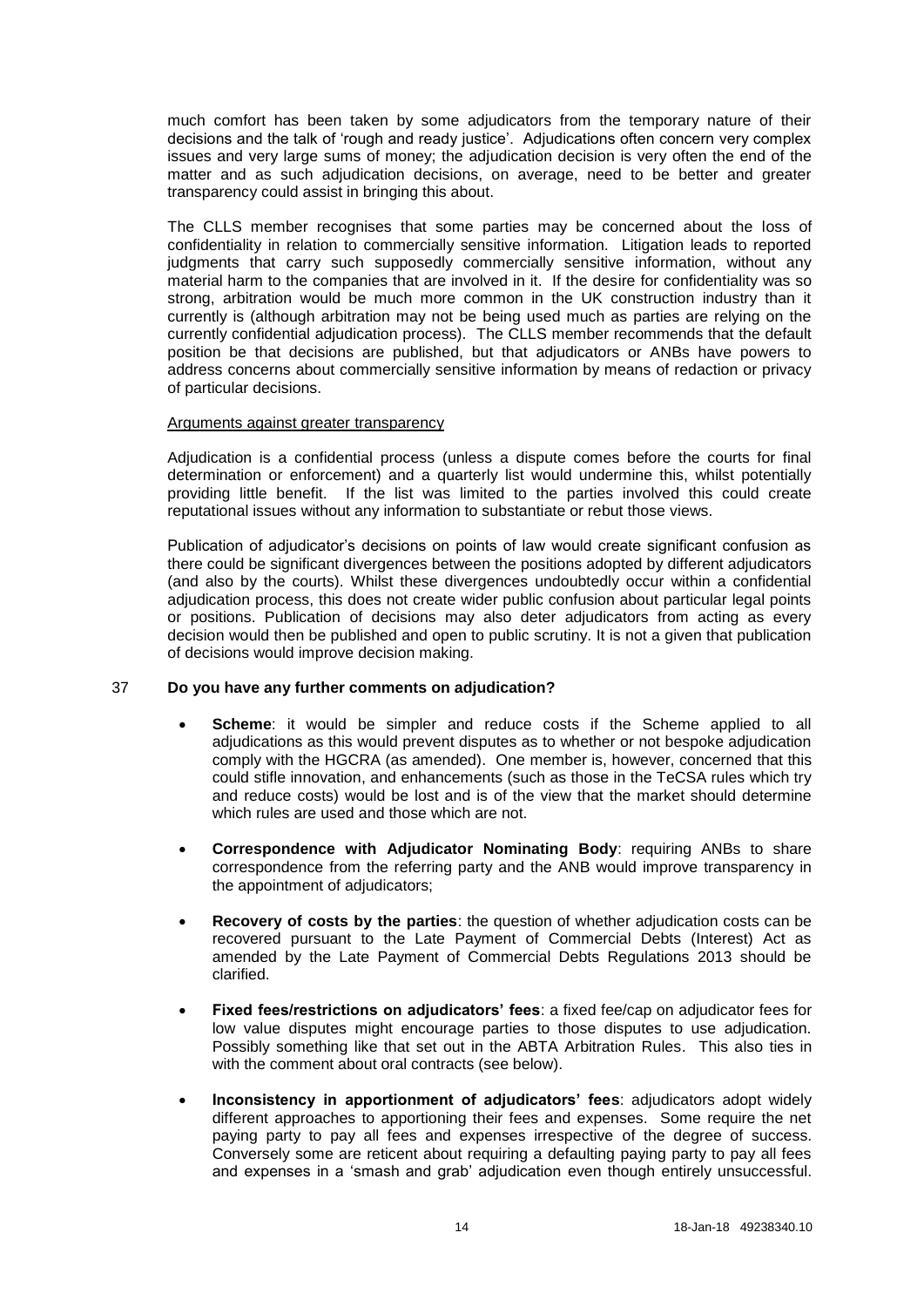much comfort has been taken by some adjudicators from the temporary nature of their decisions and the talk of 'rough and ready justice'. Adjudications often concern very complex issues and very large sums of money; the adjudication decision is very often the end of the matter and as such adjudication decisions, on average, need to be better and greater transparency could assist in bringing this about.

The CLLS member recognises that some parties may be concerned about the loss of confidentiality in relation to commercially sensitive information. Litigation leads to reported judgments that carry such supposedly commercially sensitive information, without any material harm to the companies that are involved in it. If the desire for confidentiality was so strong, arbitration would be much more common in the UK construction industry than it currently is (although arbitration may not be being used much as parties are relying on the currently confidential adjudication process). The CLLS member recommends that the default position be that decisions are published, but that adjudicators or ANBs have powers to address concerns about commercially sensitive information by means of redaction or privacy of particular decisions.

Arguments against greater transparency

Adjudication is a confidential process (unless a dispute comes before the courts for final determination or enforcement) and a quarterly list would undermine this, whilst potentially providing little benefit. If the list was limited to the parties involved this could create reputational issues without any information to substantiate or rebut those views.

Publication of adjudicator's decisions on points of law would create significant confusion as there could be significant divergences between the positions adopted by different adjudicators (and also by the courts). Whilst these divergences undoubtedly occur within a confidential adjudication process, this does not create wider public confusion about particular legal points or positions. Publication of decisions may also deter adjudicators from acting as every decision would then be published and open to public scrutiny. It is not a given that publication of decisions would improve decision making.

37 **Do you have any further comments on adjudication?**

- **Scheme**: it would be simpler and reduce costs if the Scheme applied to all adjudications as this would prevent disputes as to whether or not bespoke adjudication comply with the HGCRA (as amended). One member is, however, concerned that this could stifle innovation, and enhancements (such as those in the TeCSA rules which try and reduce costs) would be lost and is of the view that the market should determine which rules are used and those which are not.

- **Correspondence with Adjudicator Nominating Body**: requiring ANBs to share correspondence from the referring party and the ANB would improve transparency in the appointment of adjudicators;

- **Recovery of costs by the parties**: the question of whether adjudication costs can be recovered pursuant to the Late Payment of Commercial Debts (Interest) Act as amended by the Late Payment of Commercial Debts Regulations 2013 should be clarified.

- **Fixed fees/restrictions on adjudicators' fees**: a fixed fee/cap on adjudicator fees for low value disputes might encourage parties to those disputes to use adjudication. Possibly something like that set out in the ABTA Arbitration Rules. This also ties in with the comment about oral contracts (see below).

- **Inconsistency in apportionment of adjudicators' fees**: adjudicators adopt widely different approaches to apportioning their fees and expenses. Some require the net paying party to pay all fees and expenses irrespective of the degree of success. Conversely some are reticent about requiring a defaulting paying party to pay all fees and expenses in a 'smash and grab' adjudication even though entirely unsuccessful.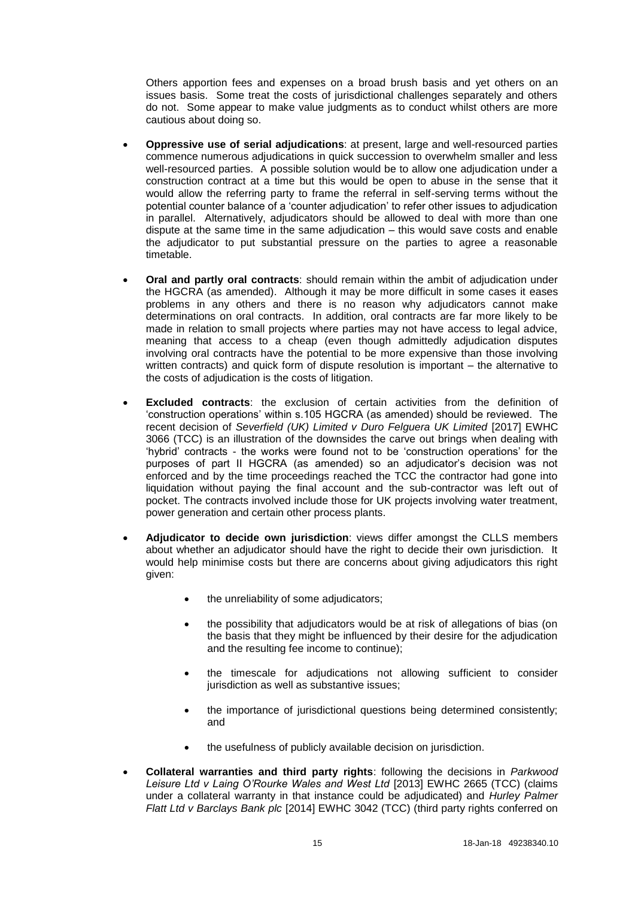Others apportion fees and expenses on a broad brush basis and yet others on an issues basis. Some treat the costs of jurisdictional challenges separately and others do not. Some appear to make value judgments as to conduct whilst others are more cautious about doing so.

- **Oppressive use of serial adjudications**: at present, large and well-resourced parties commence numerous adjudications in quick succession to overwhelm smaller and less well-resourced parties. A possible solution would be to allow one adjudication under a construction contract at a time but this would be open to abuse in the sense that it would allow the referring party to frame the referral in self-serving terms without the potential counter balance of a 'counter adjudication' to refer other issues to adjudication in parallel. Alternatively, adjudicators should be allowed to deal with more than one dispute at the same time in the same adjudication – this would save costs and enable the adjudicator to put substantial pressure on the parties to agree a reasonable timetable.

- **Oral and partly oral contracts**: should remain within the ambit of adjudication under the HGCRA (as amended). Although it may be more difficult in some cases it eases problems in any others and there is no reason why adjudicators cannot make determinations on oral contracts. In addition, oral contracts are far more likely to be made in relation to small projects where parties may not have access to legal advice, meaning that access to a cheap (even though admittedly adjudication disputes involving oral contracts have the potential to be more expensive than those involving written contracts) and quick form of dispute resolution is important – the alternative to the costs of adjudication is the costs of litigation.

- **Excluded contracts**: the exclusion of certain activities from the definition of 'construction operations' within s.105 HGCRA (as amended) should be reviewed. The recent decision of *Severfield (UK) Limited v Duro Felguera UK Limited* [2017] EWHC 3066 (TCC) is an illustration of the downsides the carve out brings when dealing with 'hybrid' contracts - the works were found not to be 'construction operations' for the purposes of part II HGCRA (as amended) so an adjudicator's decision was not enforced and by the time proceedings reached the TCC the contractor had gone into liquidation without paying the final account and the sub-contractor was left out of pocket. The contracts involved include those for UK projects involving water treatment, power generation and certain other process plants.

- **Adjudicator to decide own jurisdiction**: views differ amongst the CLLS members about whether an adjudicator should have the right to decide their own jurisdiction. It would help minimise costs but there are concerns about giving adjudicators this right given:

    - the unreliability of some adjudicators;

    - the possibility that adjudicators would be at risk of allegations of bias (on the basis that they might be influenced by their desire for the adjudication and the resulting fee income to continue);

    - the timescale for adjudications not allowing sufficient to consider jurisdiction as well as substantive issues;

    - the importance of jurisdictional questions being determined consistently; and

    - the usefulness of publicly available decision on jurisdiction.

- **Collateral warranties and third party rights**: following the decisions in *Parkwood Leisure Ltd v Laing O'Rourke Wales and West Ltd* [2013] EWHC 2665 (TCC) (claims under a collateral warranty in that instance could be adjudicated) and *Hurley Palmer Flatt Ltd v Barclays Bank plc* [2014] EWHC 3042 (TCC) (third party rights conferred on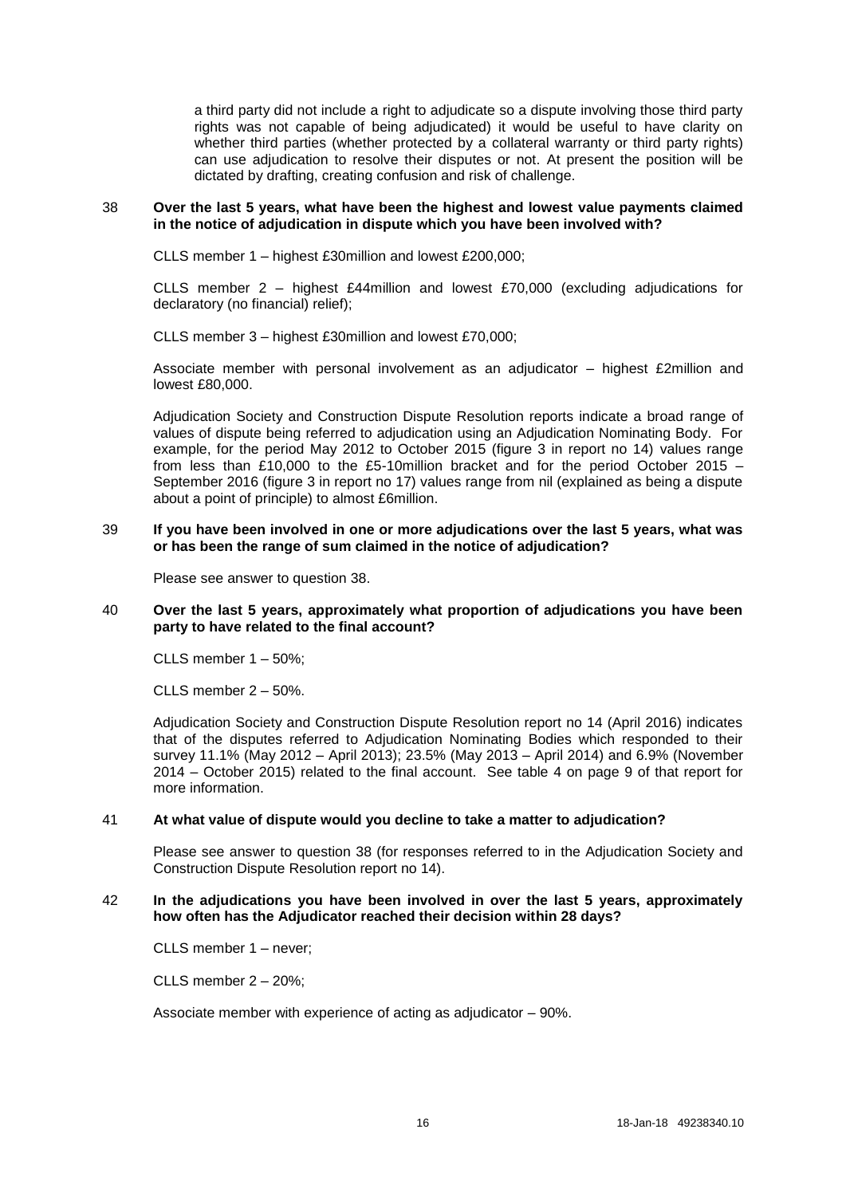a third party did not include a right to adjudicate so a dispute involving those third party rights was not capable of being adjudicated) it would be useful to have clarity on whether third parties (whether protected by a collateral warranty or third party rights) can use adjudication to resolve their disputes or not. At present the position will be dictated by drafting, creating confusion and risk of challenge.

38 **Over the last 5 years, what have been the highest and lowest value payments claimed in the notice of adjudication in dispute which you have been involved with?**

CLLS member 1 – highest £30million and lowest £200,000;

CLLS member 2 – highest £44million and lowest £70,000 (excluding adjudications for declaratory (no financial) relief);

CLLS member 3 – highest £30million and lowest £70,000;

Associate member with personal involvement as an adjudicator – highest £2million and lowest £80,000.

Adjudication Society and Construction Dispute Resolution reports indicate a broad range of values of dispute being referred to adjudication using an Adjudication Nominating Body. For example, for the period May 2012 to October 2015 (figure 3 in report no 14) values range from less than £10,000 to the £5-10million bracket and for the period October 2015 – September 2016 (figure 3 in report no 17) values range from nil (explained as being a dispute about a point of principle) to almost £6million.

39 **If you have been involved in one or more adjudications over the last 5 years, what was or has been the range of sum claimed in the notice of adjudication?**

Please see answer to question 38.

40 **Over the last 5 years, approximately what proportion of adjudications you have been party to have related to the final account?**

CLLS member 1 – 50%;

CLLS member 2 – 50%.

Adjudication Society and Construction Dispute Resolution report no 14 (April 2016) indicates that of the disputes referred to Adjudication Nominating Bodies which responded to their survey 11.1% (May 2012 – April 2013); 23.5% (May 2013 – April 2014) and 6.9% (November 2014 – October 2015) related to the final account. See table 4 on page 9 of that report for more information.

41 **At what value of dispute would you decline to take a matter to adjudication?**

Please see answer to question 38 (for responses referred to in the Adjudication Society and Construction Dispute Resolution report no 14).

42 **In the adjudications you have been involved in over the last 5 years, approximately how often has the Adjudicator reached their decision within 28 days?**

CLLS member 1 – never;

CLLS member 2 – 20%;

Associate member with experience of acting as adjudicator – 90%.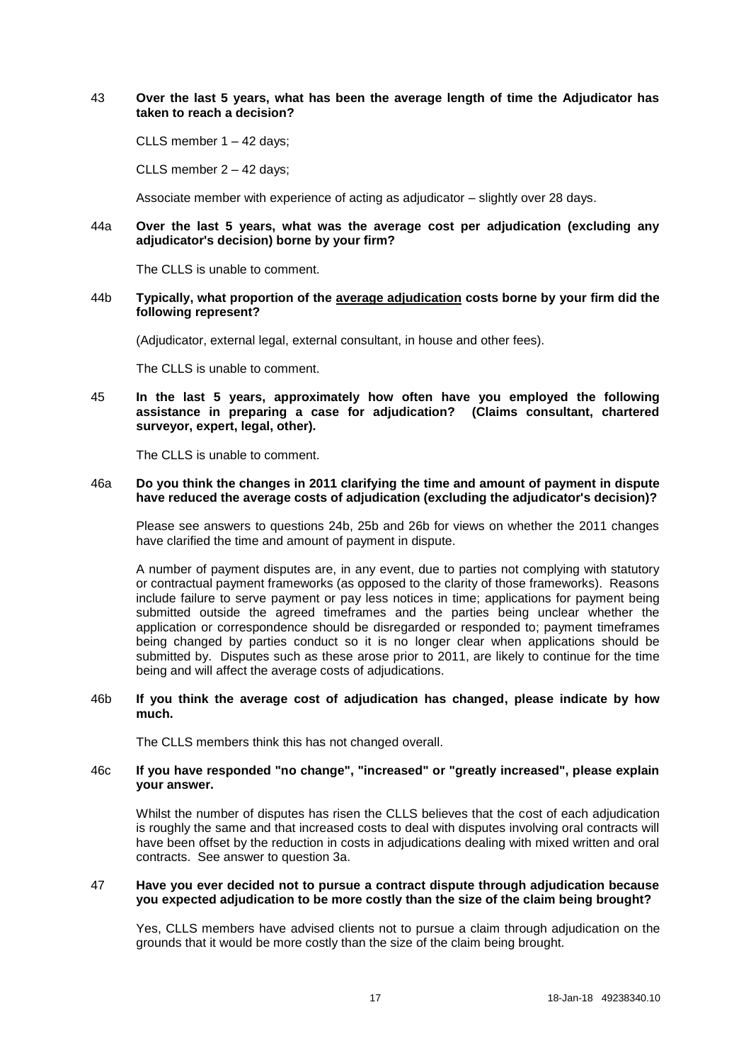43 **Over the last 5 years, what has been the average length of time the Adjudicator has taken to reach a decision?**

CLLS member 1 – 42 days;

CLLS member 2 – 42 days;

Associate member with experience of acting as adjudicator – slightly over 28 days.

44a **Over the last 5 years, what was the average cost per adjudication (excluding any adjudicator's decision) borne by your firm?**

The CLLS is unable to comment.

44b **Typically, what proportion of the <u>average adjudication</u> costs borne by your firm did the following represent?**

(Adjudicator, external legal, external consultant, in house and other fees).

The CLLS is unable to comment.

45 **In the last 5 years, approximately how often have you employed the following assistance in preparing a case for adjudication? (Claims consultant, chartered surveyor, expert, legal, other).**

The CLLS is unable to comment.

46a **Do you think the changes in 2011 clarifying the time and amount of payment in dispute have reduced the average costs of adjudication (excluding the adjudicator's decision)?**

Please see answers to questions 24b, 25b and 26b for views on whether the 2011 changes have clarified the time and amount of payment in dispute.

A number of payment disputes are, in any event, due to parties not complying with statutory or contractual payment frameworks (as opposed to the clarity of those frameworks). Reasons include failure to serve payment or pay less notices in time; applications for payment being submitted outside the agreed timeframes and the parties being unclear whether the application or correspondence should be disregarded or responded to; payment timeframes being changed by parties conduct so it is no longer clear when applications should be submitted by. Disputes such as these arose prior to 2011, are likely to continue for the time being and will affect the average costs of adjudications.

46b **If you think the average cost of adjudication has changed, please indicate by how much.**

The CLLS members think this has not changed overall.

46c **If you have responded "no change", "increased" or "greatly increased", please explain your answer.**

Whilst the number of disputes has risen the CLLS believes that the cost of each adjudication is roughly the same and that increased costs to deal with disputes involving oral contracts will have been offset by the reduction in costs in adjudications dealing with mixed written and oral contracts. See answer to question 3a.

47 **Have you ever decided not to pursue a contract dispute through adjudication because you expected adjudication to be more costly than the size of the claim being brought?**

Yes, CLLS members have advised clients not to pursue a claim through adjudication on the grounds that it would be more costly than the size of the claim being brought.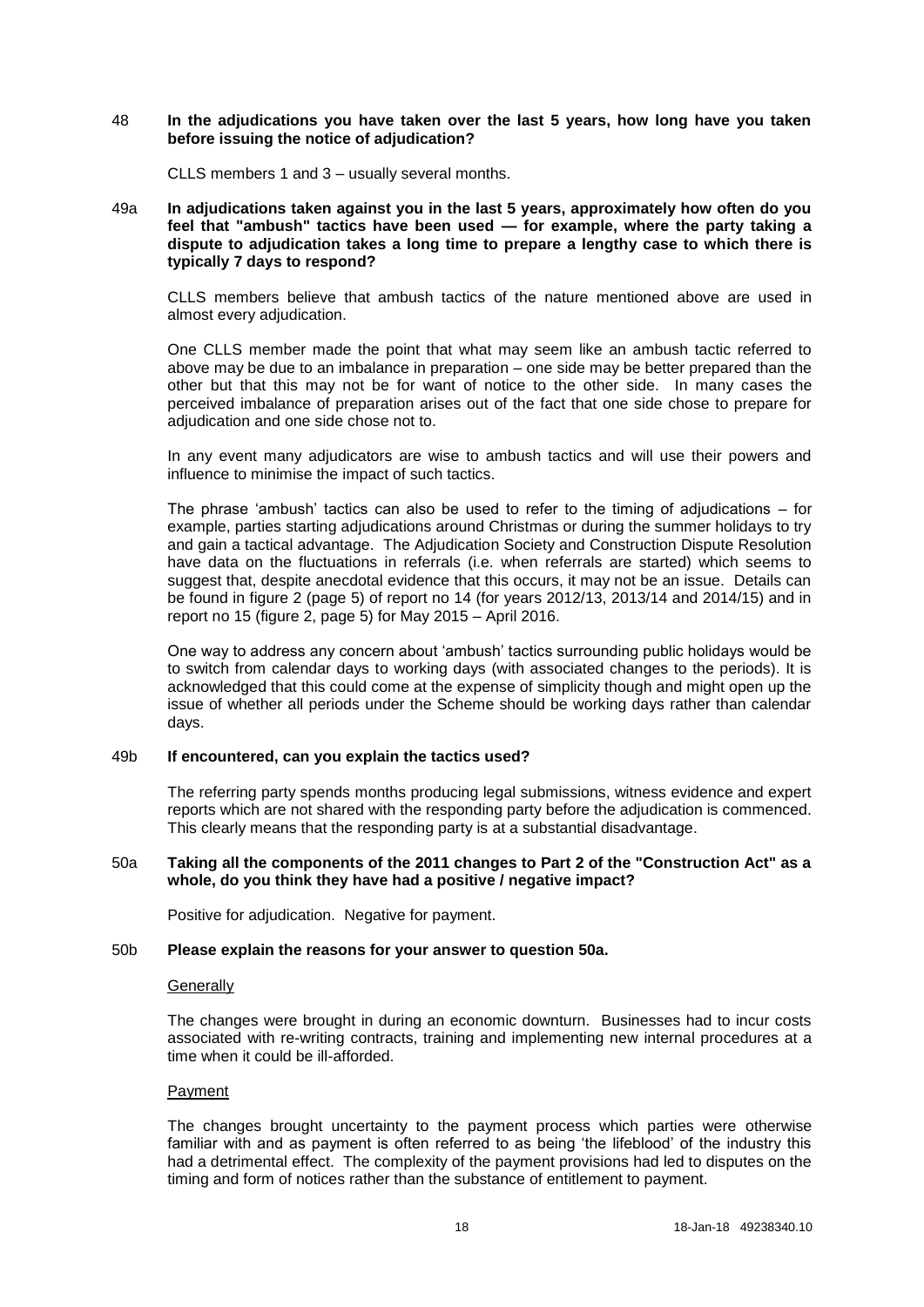48 **In the adjudications you have taken over the last 5 years, how long have you taken before issuing the notice of adjudication?**

CLLS members 1 and 3 – usually several months.

49a **In adjudications taken against you in the last 5 years, approximately how often do you feel that "ambush" tactics have been used — for example, where the party taking a dispute to adjudication takes a long time to prepare a lengthy case to which there is typically 7 days to respond?**

CLLS members believe that ambush tactics of the nature mentioned above are used in almost every adjudication.

One CLLS member made the point that what may seem like an ambush tactic referred to above may be due to an imbalance in preparation – one side may be better prepared than the other but that this may not be for want of notice to the other side. In many cases the perceived imbalance of preparation arises out of the fact that one side chose to prepare for adjudication and one side chose not to.

In any event many adjudicators are wise to ambush tactics and will use their powers and influence to minimise the impact of such tactics.

The phrase 'ambush' tactics can also be used to refer to the timing of adjudications – for example, parties starting adjudications around Christmas or during the summer holidays to try and gain a tactical advantage. The Adjudication Society and Construction Dispute Resolution have data on the fluctuations in referrals (i.e. when referrals are started) which seems to suggest that, despite anecdotal evidence that this occurs, it may not be an issue. Details can be found in figure 2 (page 5) of report no 14 (for years 2012/13, 2013/14 and 2014/15) and in report no 15 (figure 2, page 5) for May 2015 – April 2016.

One way to address any concern about 'ambush' tactics surrounding public holidays would be to switch from calendar days to working days (with associated changes to the periods). It is acknowledged that this could come at the expense of simplicity though and might open up the issue of whether all periods under the Scheme should be working days rather than calendar days.

49b **If encountered, can you explain the tactics used?**

The referring party spends months producing legal submissions, witness evidence and expert reports which are not shared with the responding party before the adjudication is commenced. This clearly means that the responding party is at a substantial disadvantage.

50a **Taking all the components of the 2011 changes to Part 2 of the "Construction Act" as a whole, do you think they have had a positive / negative impact?**

Positive for adjudication. Negative for payment.

50b **Please explain the reasons for your answer to question 50a.**

<u>Generally</u>

The changes were brought in during an economic downturn. Businesses had to incur costs associated with re-writing contracts, training and implementing new internal procedures at a time when it could be ill-afforded.

<u>Payment</u>

The changes brought uncertainty to the payment process which parties were otherwise familiar with and as payment is often referred to as being 'the lifeblood' of the industry this had a detrimental effect. The complexity of the payment provisions had led to disputes on the timing and form of notices rather than the substance of entitlement to payment.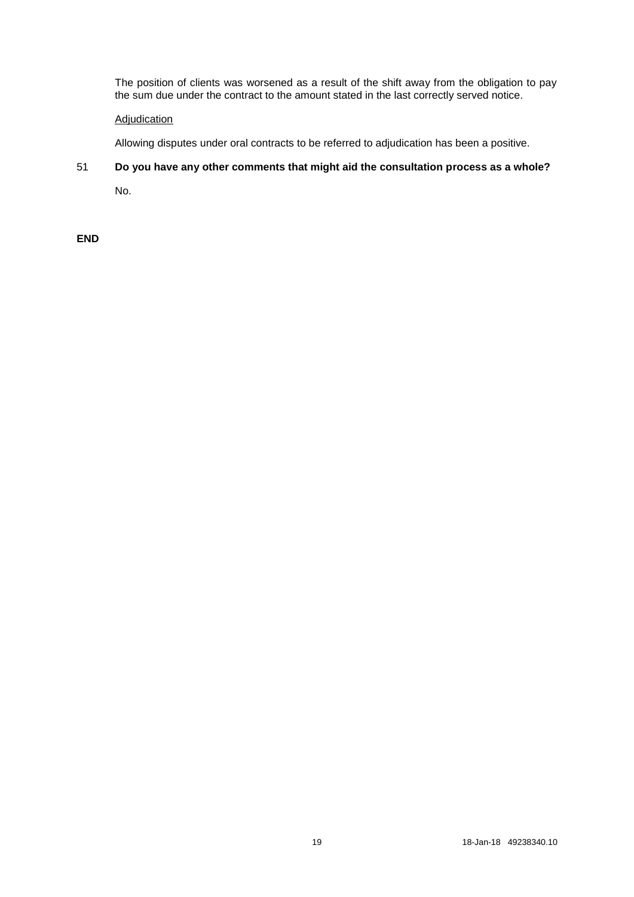The position of clients was worsened as a result of the shift away from the obligation to pay the sum due under the contract to the amount stated in the last correctly served notice.

Adjudication

Allowing disputes under oral contracts to be referred to adjudication has been a positive.

51 **Do you have any other comments that might aid the consultation process as a whole?**

No.

**END**